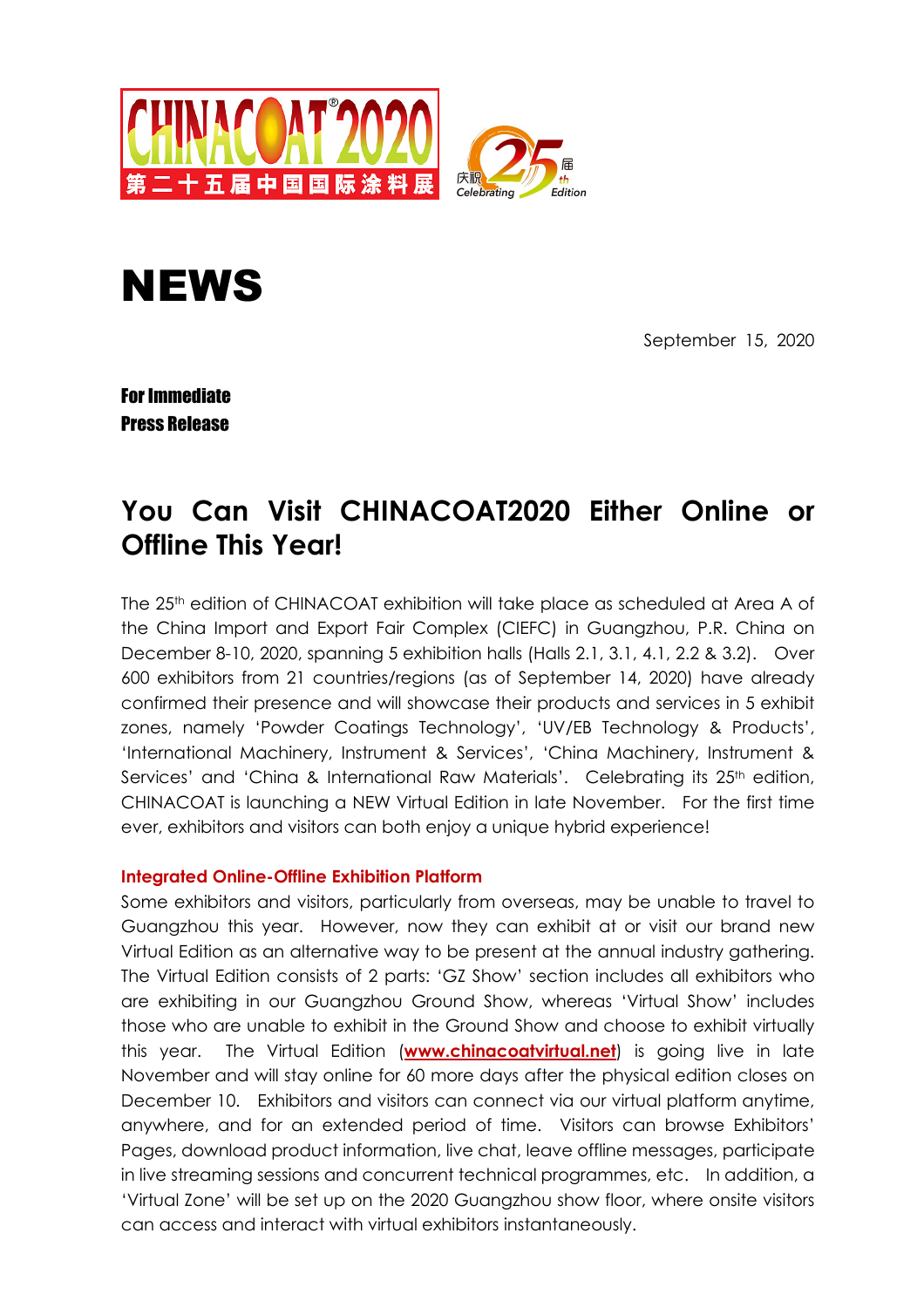CHINACOAT®2020 第二十五届中国国际涂料展

庆祝 Celebrating 25th 届 Edition

# NEWS

September 15, 2020

**For Immediate Press Release**

## You Can Visit CHINACOAT2020 Either Online or Offline This Year!

The 25th edition of CHINACOAT exhibition will take place as scheduled at Area A of the China Import and Export Fair Complex (CIEFC) in Guangzhou, P.R. China on December 8-10, 2020, spanning 5 exhibition halls (Halls 2.1, 3.1, 4.1, 2.2 & 3.2). Over 600 exhibitors from 21 countries/regions (as of September 14, 2020) have already confirmed their presence and will showcase their products and services in 5 exhibit zones, namely 'Powder Coatings Technology', 'UV/EB Technology & Products', 'International Machinery, Instrument & Services', 'China Machinery, Instrument & Services' and 'China & International Raw Materials'. Celebrating its 25th edition, CHINACOAT is launching a NEW Virtual Edition in late November. For the first time ever, exhibitors and visitors can both enjoy a unique hybrid experience!

### Integrated Online-Offline Exhibition Platform

Some exhibitors and visitors, particularly from overseas, may be unable to travel to Guangzhou this year. However, now they can exhibit at or visit our brand new Virtual Edition as an alternative way to be present at the annual industry gathering. The Virtual Edition consists of 2 parts: 'GZ Show' section includes all exhibitors who are exhibiting in our Guangzhou Ground Show, whereas 'Virtual Show' includes those who are unable to exhibit in the Ground Show and choose to exhibit virtually this year. The Virtual Edition (**www.chinacoatvirtual.net**) is going live in late November and will stay online for 60 more days after the physical edition closes on December 10. Exhibitors and visitors can connect via our virtual platform anytime, anywhere, and for an extended period of time. Visitors can browse Exhibitors' Pages, download product information, live chat, leave offline messages, participate in live streaming sessions and concurrent technical programmes, etc. In addition, a 'Virtual Zone' will be set up on the 2020 Guangzhou show floor, where onsite visitors can access and interact with virtual exhibitors instantaneously.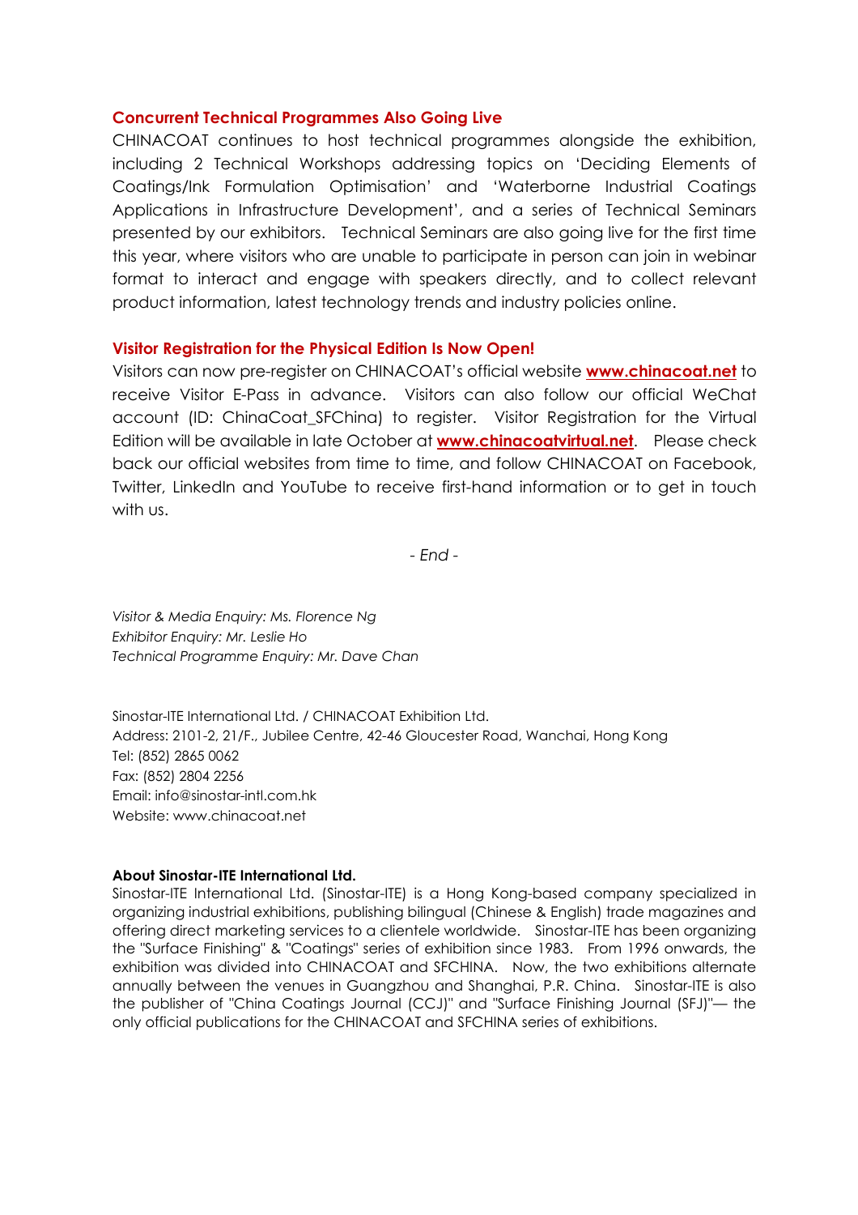## Concurrent Technical Programmes Also Going Live

CHINACOAT continues to host technical programmes alongside the exhibition, including 2 Technical Workshops addressing topics on 'Deciding Elements of Coatings/Ink Formulation Optimisation' and 'Waterborne Industrial Coatings Applications in Infrastructure Development', and a series of Technical Seminars presented by our exhibitors. Technical Seminars are also going live for the first time this year, where visitors who are unable to participate in person can join in webinar format to interact and engage with speakers directly, and to collect relevant product information, latest technology trends and industry policies online.

## Visitor Registration for the Physical Edition Is Now Open!

Visitors can now pre-register on CHINACOAT's official website **www.chinacoat.net** to receive Visitor E-Pass in advance. Visitors can also follow our official WeChat account (ID: ChinaCoat_SFChina) to register. Visitor Registration for the Virtual Edition will be available in late October at **www.chinacoatvirtual.net**. Please check back our official websites from time to time, and follow CHINACOAT on Facebook, Twitter, LinkedIn and YouTube to receive first-hand information or to get in touch with us.

*- End -*

*Visitor & Media Enquiry: Ms. Florence Ng*
*Exhibitor Enquiry: Mr. Leslie Ho*
*Technical Programme Enquiry: Mr. Dave Chan*

Sinostar-ITE International Ltd. / CHINACOAT Exhibition Ltd.
Address: 2101-2, 21/F., Jubilee Centre, 42-46 Gloucester Road, Wanchai, Hong Kong
Tel: (852) 2865 0062
Fax: (852) 2804 2256
Email: info@sinostar-intl.com.hk
Website: www.chinacoat.net

**About Sinostar-ITE International Ltd.**

Sinostar-ITE International Ltd. (Sinostar-ITE) is a Hong Kong-based company specialized in organizing industrial exhibitions, publishing bilingual (Chinese & English) trade magazines and offering direct marketing services to a clientele worldwide. Sinostar-ITE has been organizing the "Surface Finishing" & "Coatings" series of exhibition since 1983. From 1996 onwards, the exhibition was divided into CHINACOAT and SFCHINA. Now, the two exhibitions alternate annually between the venues in Guangzhou and Shanghai, P.R. China. Sinostar-ITE is also the publisher of "China Coatings Journal (CCJ)" and "Surface Finishing Journal (SFJ)"— the only official publications for the CHINACOAT and SFCHINA series of exhibitions.